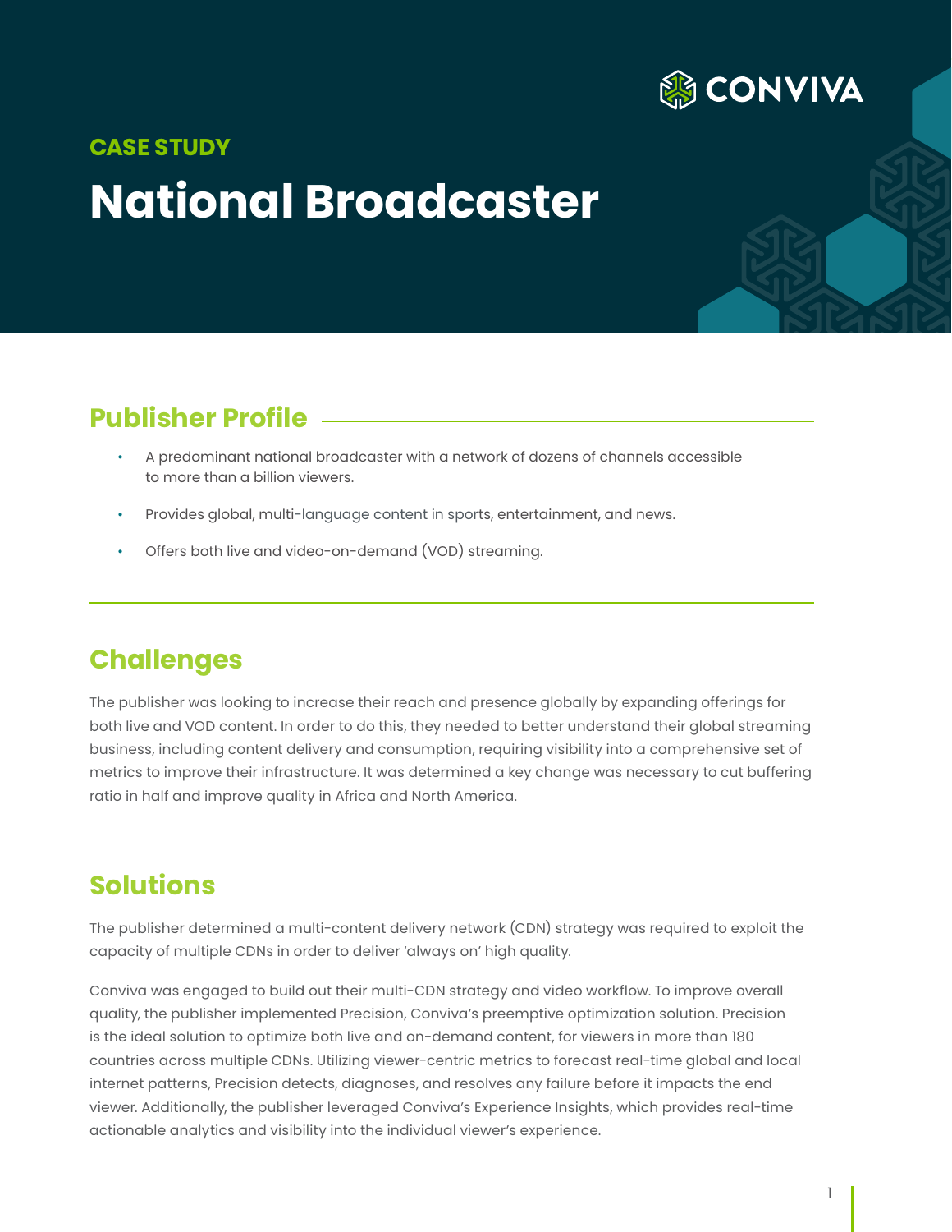CONVIVA

**CASE STUDY**

# National Broadcaster

## Publisher Profile

- A predominant national broadcaster with a network of dozens of channels accessible to more than a billion viewers.
- Provides global, multi-language content in sports, entertainment, and news.
- Offers both live and video-on-demand (VOD) streaming.

## Challenges

The publisher was looking to increase their reach and presence globally by expanding offerings for both live and VOD content. In order to do this, they needed to better understand their global streaming business, including content delivery and consumption, requiring visibility into a comprehensive set of metrics to improve their infrastructure. It was determined a key change was necessary to cut buffering ratio in half and improve quality in Africa and North America.

## Solutions

The publisher determined a multi-content delivery network (CDN) strategy was required to exploit the capacity of multiple CDNs in order to deliver 'always on' high quality.

Conviva was engaged to build out their multi-CDN strategy and video workflow. To improve overall quality, the publisher implemented Precision, Conviva's preemptive optimization solution. Precision is the ideal solution to optimize both live and on-demand content, for viewers in more than 180 countries across multiple CDNs. Utilizing viewer-centric metrics to forecast real-time global and local internet patterns, Precision detects, diagnoses, and resolves any failure before it impacts the end viewer. Additionally, the publisher leveraged Conviva's Experience Insights, which provides real-time actionable analytics and visibility into the individual viewer's experience.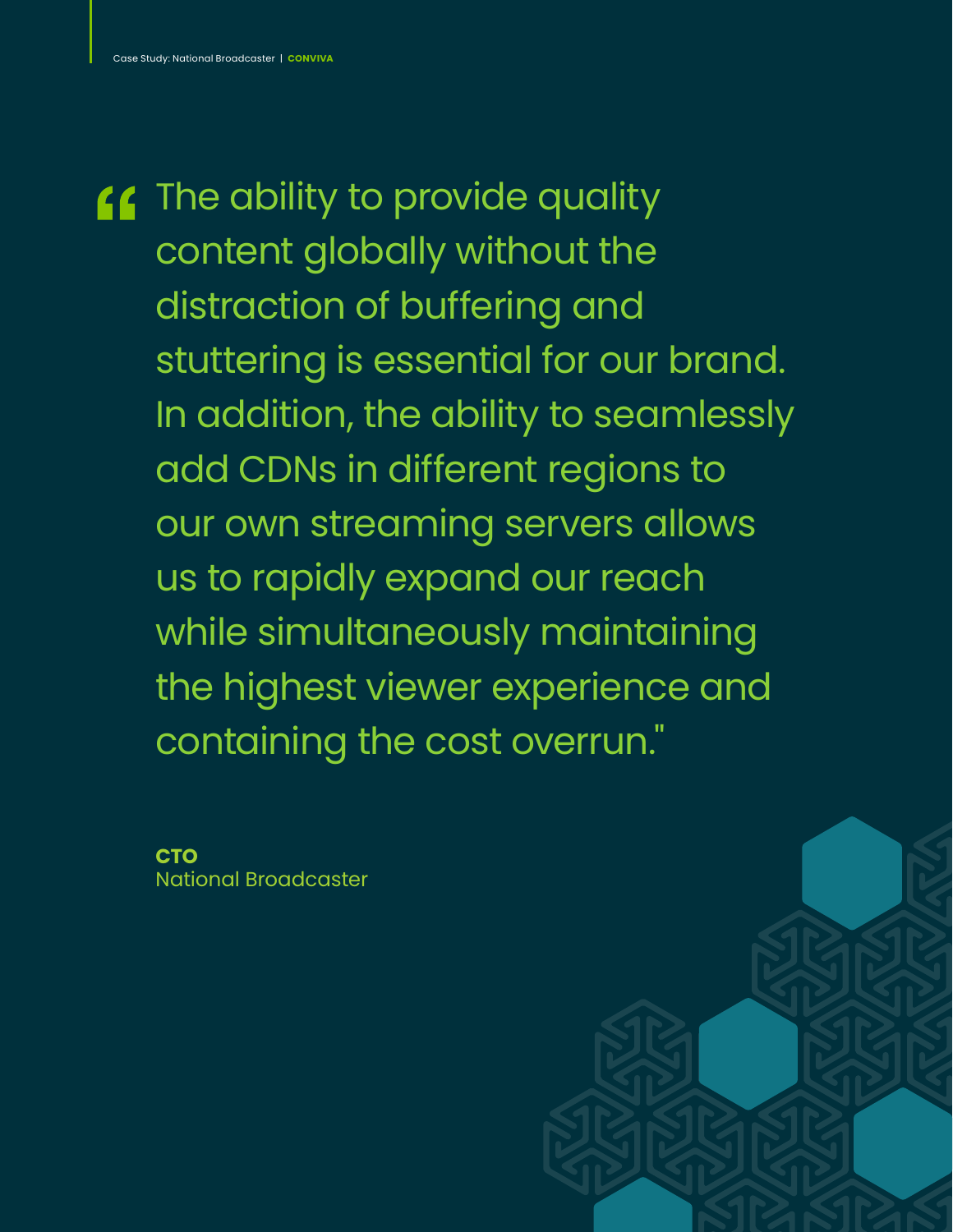> "The ability to provide quality content globally without the distraction of buffering and stuttering is essential for our brand. In addition, the ability to seamlessly add CDNs in different regions to our own streaming servers allows us to rapidly expand our reach while simultaneously maintaining the highest viewer experience and containing the cost overrun."

**CTO**
National Broadcaster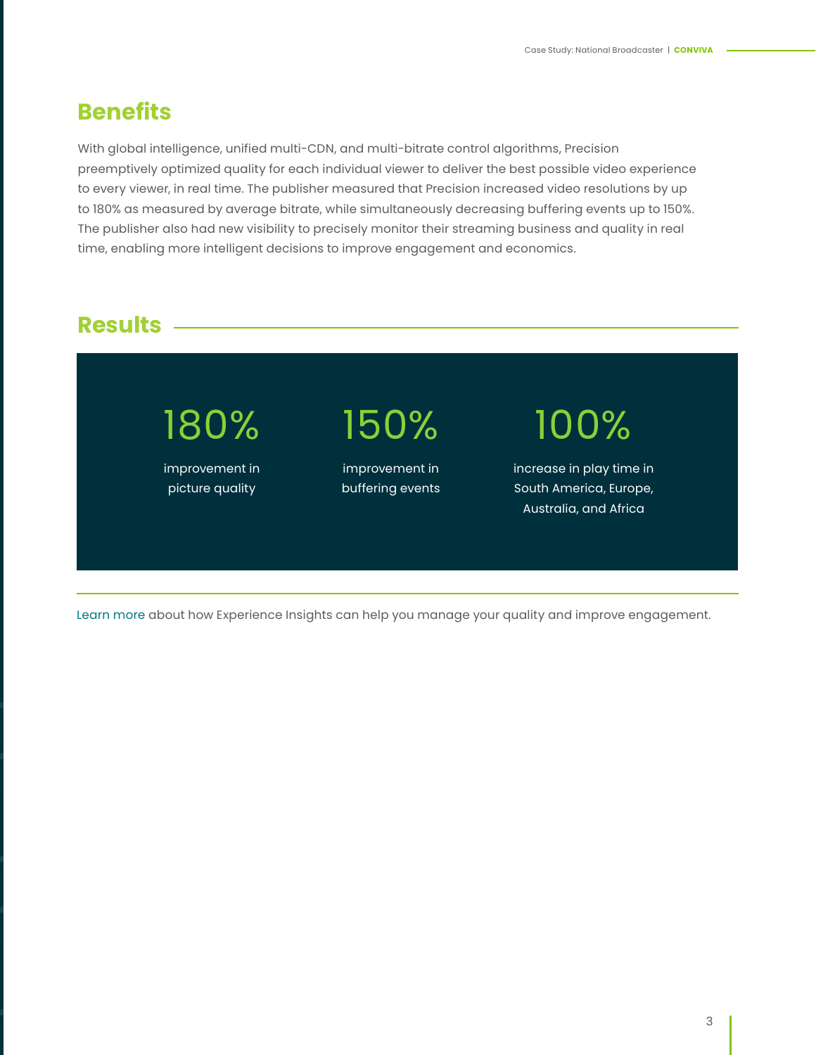## Benefits

With global intelligence, unified multi-CDN, and multi-bitrate control algorithms, Precision preemptively optimized quality for each individual viewer to deliver the best possible video experience to every viewer, in real time. The publisher measured that Precision increased video resolutions by up to 180% as measured by average bitrate, while simultaneously decreasing buffering events up to 150%. The publisher also had new visibility to precisely monitor their streaming business and quality in real time, enabling more intelligent decisions to improve engagement and economics.

## Results

**180%**
improvement in picture quality

**150%**
improvement in buffering events

**100%**
increase in play time in South America, Europe, Australia, and Africa

Learn more about how Experience Insights can help you manage your quality and improve engagement.